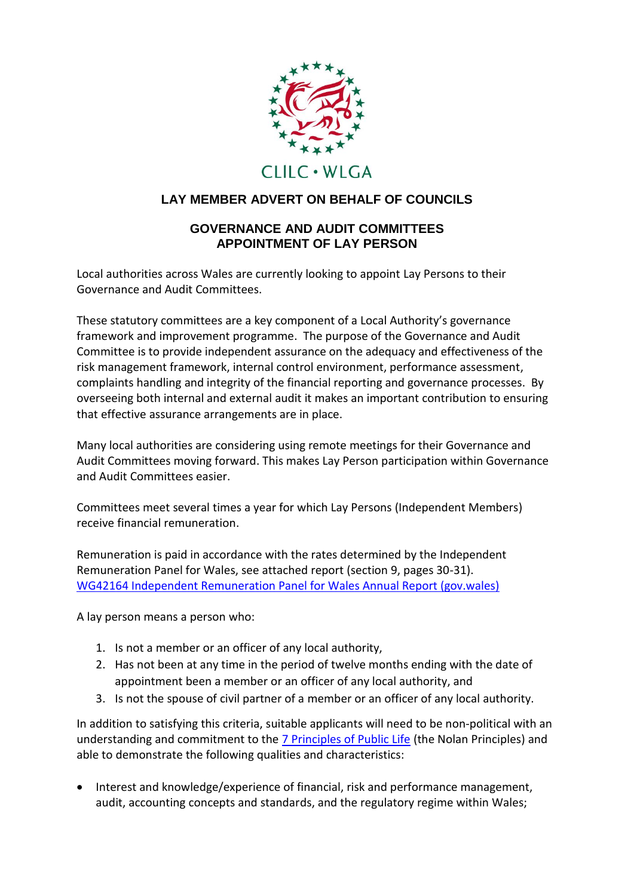CLILC • WLGA

# LAY MEMBER ADVERT ON BEHALF OF COUNCILS

## GOVERNANCE AND AUDIT COMMITTEES
## APPOINTMENT OF LAY PERSON

Local authorities across Wales are currently looking to appoint Lay Persons to their Governance and Audit Committees.

These statutory committees are a key component of a Local Authority's governance framework and improvement programme. The purpose of the Governance and Audit Committee is to provide independent assurance on the adequacy and effectiveness of the risk management framework, internal control environment, performance assessment, complaints handling and integrity of the financial reporting and governance processes. By overseeing both internal and external audit it makes an important contribution to ensuring that effective assurance arrangements are in place.

Many local authorities are considering using remote meetings for their Governance and Audit Committees moving forward. This makes Lay Person participation within Governance and Audit Committees easier.

Committees meet several times a year for which Lay Persons (Independent Members) receive financial remuneration.

Remuneration is paid in accordance with the rates determined by the Independent Remuneration Panel for Wales, see attached report (section 9, pages 30-31).
WG42164 Independent Remuneration Panel for Wales Annual Report (gov.wales)

A lay person means a person who:

1. Is not a member or an officer of any local authority,
2. Has not been at any time in the period of twelve months ending with the date of appointment been a member or an officer of any local authority, and
3. Is not the spouse of civil partner of a member or an officer of any local authority.

In addition to satisfying this criteria, suitable applicants will need to be non-political with an understanding and commitment to the 7 Principles of Public Life (the Nolan Principles) and able to demonstrate the following qualities and characteristics:

- Interest and knowledge/experience of financial, risk and performance management, audit, accounting concepts and standards, and the regulatory regime within Wales;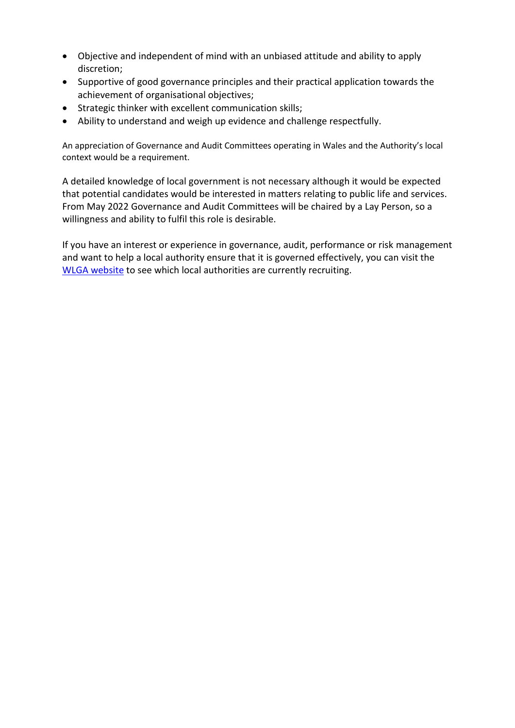- Objective and independent of mind with an unbiased attitude and ability to apply discretion;
- Supportive of good governance principles and their practical application towards the achievement of organisational objectives;
- Strategic thinker with excellent communication skills;
- Ability to understand and weigh up evidence and challenge respectfully.

An appreciation of Governance and Audit Committees operating in Wales and the Authority's local context would be a requirement.

A detailed knowledge of local government is not necessary although it would be expected that potential candidates would be interested in matters relating to public life and services. From May 2022 Governance and Audit Committees will be chaired by a Lay Person, so a willingness and ability to fulfil this role is desirable.

If you have an interest or experience in governance, audit, performance or risk management and want to help a local authority ensure that it is governed effectively, you can visit the WLGA website to see which local authorities are currently recruiting.